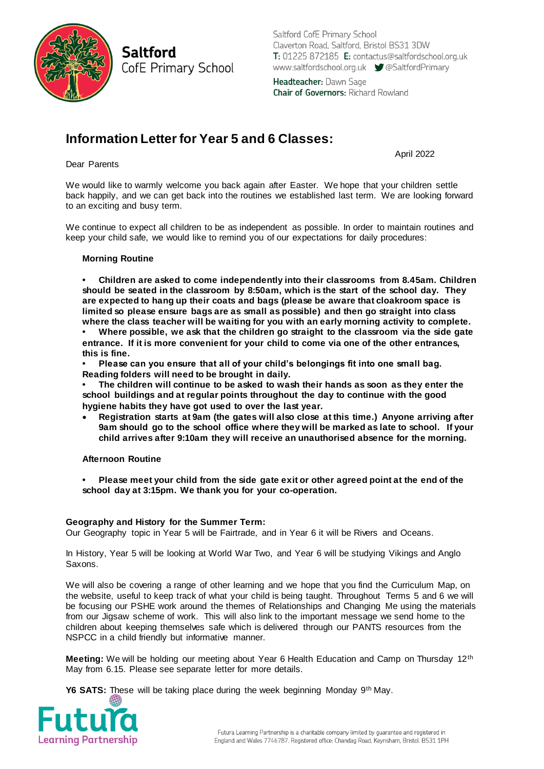**Saltford**
CofE Primary School

Saltford CofE Primary School
Claverton Road, Saltford, Bristol BS31 3DW
**T:** 01225 872185 **E:** contactus@saltfordschool.org.uk
www.saltfordschool.org.uk @SaltfordPrimary

**Headteacher:** Dawn Sage
**Chair of Governors:** Richard Rowland

# Information Letter for Year 5 and 6 Classes:

April 2022

Dear Parents

We would like to warmly welcome you back again after Easter. We hope that your children settle back happily, and we can get back into the routines we established last term. We are looking forward to an exciting and busy term.

We continue to expect all children to be as independent as possible. In order to maintain routines and keep your child safe, we would like to remind you of our expectations for daily procedures:

**Morning Routine**

- **Children are asked to come independently into their classrooms from 8.45am. Children should be seated in the classroom by 8:50am, which is the start of the school day. They are expected to hang up their coats and bags (please be aware that cloakroom space is limited so please ensure bags are as small as possible) and then go straight into class where the class teacher will be waiting for you with an early morning activity to complete.**
- **Where possible, we ask that the children go straight to the classroom via the side gate entrance. If it is more convenient for your child to come via one of the other entrances, this is fine.**
- **Please can you ensure that all of your child's belongings fit into one small bag. Reading folders will need to be brought in daily.**
- **The children will continue to be asked to wash their hands as soon as they enter the school buildings and at regular points throughout the day to continue with the good hygiene habits they have got used to over the last year.**
- **Registration starts at 9am (the gates will also close at this time.) Anyone arriving after 9am should go to the school office where they will be marked as late to school. If your child arrives after 9:10am they will receive an unauthorised absence for the morning.**

**Afternoon Routine**

- **Please meet your child from the side gate exit or other agreed point at the end of the school day at 3:15pm. We thank you for your co-operation.**

**Geography and History for the Summer Term:**
Our Geography topic in Year 5 will be Fairtrade, and in Year 6 it will be Rivers and Oceans.

In History, Year 5 will be looking at World War Two, and Year 6 will be studying Vikings and Anglo Saxons.

We will also be covering a range of other learning and we hope that you find the Curriculum Map, on the website, useful to keep track of what your child is being taught. Throughout Terms 5 and 6 we will be focusing our PSHE work around the themes of Relationships and Changing Me using the materials from our Jigsaw scheme of work. This will also link to the important message we send home to the children about keeping themselves safe which is delivered through our PANTS resources from the NSPCC in a child friendly but informative manner.

**Meeting:** We will be holding our meeting about Year 6 Health Education and Camp on Thursday 12th May from 6.15. Please see separate letter for more details.

**Y6 SATS:** These will be taking place during the week beginning Monday 9th May.

Futura Learning Partnership

Futura Learning Partnership is a charitable company limited by guarantee and registered in England and Wales 7746787. Registered office: Chandag Road, Keynsham, Bristol. BS31 1PH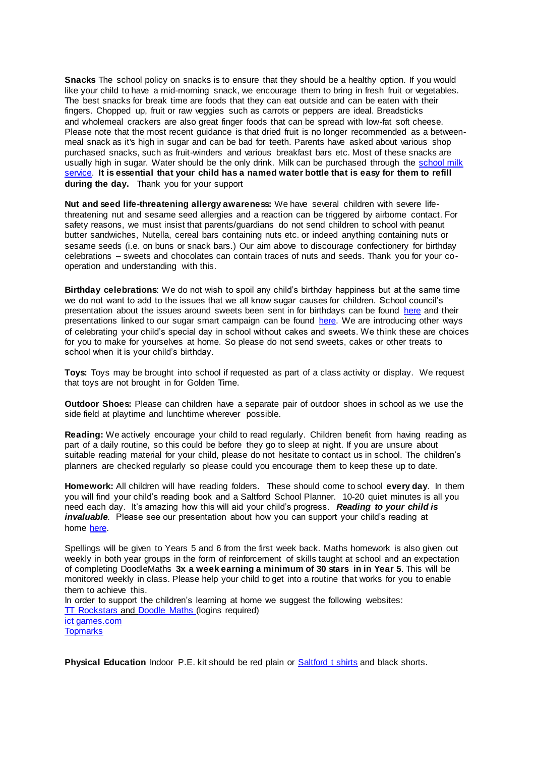**Snacks** The school policy on snacks is to ensure that they should be a healthy option. If you would like your child to have a mid-morning snack, we encourage them to bring in fresh fruit or vegetables. The best snacks for break time are foods that they can eat outside and can be eaten with their fingers. Chopped up, fruit or raw veggies such as carrots or peppers are ideal. Breadsticks and wholemeal crackers are also great finger foods that can be spread with low-fat soft cheese. Please note that the most recent guidance is that dried fruit is no longer recommended as a between-meal snack as it's high in sugar and can be bad for teeth. Parents have asked about various shop purchased snacks, such as fruit-winders and various breakfast bars etc. Most of these snacks are usually high in sugar. Water should be the only drink. Milk can be purchased through the school milk service. **It is essential that your child has a named water bottle that is easy for them to refill during the day.** Thank you for your support

**Nut and seed life-threatening allergy awareness:** We have several children with severe life-threatening nut and sesame seed allergies and a reaction can be triggered by airborne contact. For safety reasons, we must insist that parents/guardians do not send children to school with peanut butter sandwiches, Nutella, cereal bars containing nuts etc. or indeed anything containing nuts or sesame seeds (i.e. on buns or snack bars.) Our aim above to discourage confectionery for birthday celebrations – sweets and chocolates can contain traces of nuts and seeds. Thank you for your co-operation and understanding with this.

**Birthday celebrations**: We do not wish to spoil any child's birthday happiness but at the same time we do not want to add to the issues that we all know sugar causes for children. School council's presentation about the issues around sweets been sent in for birthdays can be found here and their presentations linked to our sugar smart campaign can be found here. We are introducing other ways of celebrating your child's special day in school without cakes and sweets. We think these are choices for you to make for yourselves at home. So please do not send sweets, cakes or other treats to school when it is your child's birthday.

**Toys:** Toys may be brought into school if requested as part of a class activity or display. We request that toys are not brought in for Golden Time.

**Outdoor Shoes:** Please can children have a separate pair of outdoor shoes in school as we use the side field at playtime and lunchtime wherever possible.

**Reading:** We actively encourage your child to read regularly. Children benefit from having reading as part of a daily routine, so this could be before they go to sleep at night. If you are unsure about suitable reading material for your child, please do not hesitate to contact us in school. The children's planners are checked regularly so please could you encourage them to keep these up to date.

**Homework:** All children will have reading folders. These should come to school **every day**. In them you will find your child's reading book and a Saltford School Planner. 10-20 quiet minutes is all you need each day. It's amazing how this will aid your child's progress. ***Reading to your child is invaluable***. Please see our presentation about how you can support your child's reading at home here.

Spellings will be given to Years 5 and 6 from the first week back. Maths homework is also given out weekly in both year groups in the form of reinforcement of skills taught at school and an expectation of completing DoodleMaths **3x a week earning a minimum of 30 stars in in Year 5**. This will be monitored weekly in class. Please help your child to get into a routine that works for you to enable them to achieve this.

In order to support the children's learning at home we suggest the following websites:

TT Rockstars and Doodle Maths (logins required)
ict games.com
Topmarks

**Physical Education** Indoor P.E. kit should be red plain or Saltford t shirts and black shorts.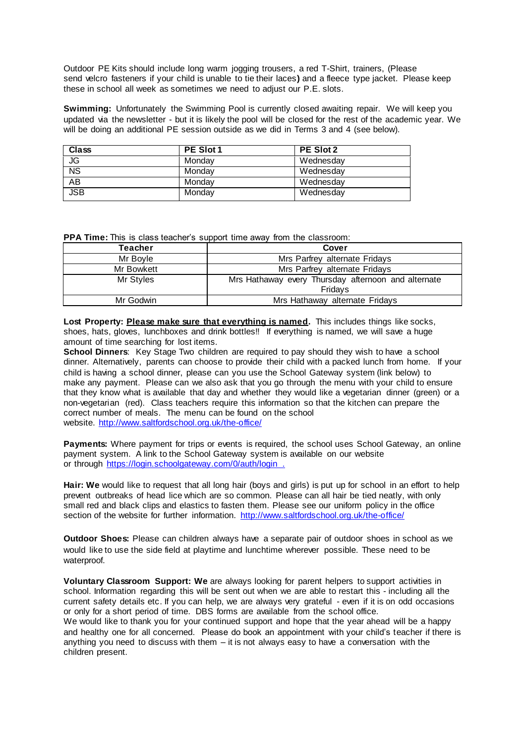Outdoor PE Kits should include long warm jogging trousers, a red T-Shirt, trainers, (Please send velcro fasteners if your child is unable to tie their laces) and a fleece type jacket. Please keep these in school all week as sometimes we need to adjust our P.E. slots.

**Swimming:** Unfortunately the Swimming Pool is currently closed awaiting repair. We will keep you updated via the newsletter - but it is likely the pool will be closed for the rest of the academic year. We will be doing an additional PE session outside as we did in Terms 3 and 4 (see below).

| Class | PE Slot 1 | PE Slot 2 |
|---|---|---|
| JG | Monday | Wednesday |
| NS | Monday | Wednesday |
| AB | Monday | Wednesday |
| JSB | Monday | Wednesday |

**PPA Time:** This is class teacher's support time away from the classroom:

| Teacher | Cover |
|---|---|
| Mr Boyle | Mrs Parfrey alternate Fridays |
| Mr Bowkett | Mrs Parfrey alternate Fridays |
| Mr Styles | Mrs Hathaway every Thursday afternoon and alternate Fridays |
| Mr Godwin | Mrs Hathaway alternate Fridays |

**Lost Property: <u>Please make sure that everything is named</u>.** This includes things like socks, shoes, hats, gloves, lunchboxes and drink bottles!! If everything is named, we will save a huge amount of time searching for lost items.

**School Dinners**: Key Stage Two children are required to pay should they wish to have a school dinner. Alternatively, parents can choose to provide their child with a packed lunch from home. If your child is having a school dinner, please can you use the School Gateway system (link below) to make any payment. Please can we also ask that you go through the menu with your child to ensure that they know what is available that day and whether they would like a vegetarian dinner (green) or a non-vegetarian (red). Class teachers require this information so that the kitchen can prepare the correct number of meals. The menu can be found on the school website. http://www.saltfordschool.org.uk/the-office/

**Payments:** Where payment for trips or events is required, the school uses School Gateway, an online payment system. A link to the School Gateway system is available on our website or through https://login.schoolgateway.com/0/auth/login .

**Hair: We** would like to request that all long hair (boys and girls) is put up for school in an effort to help prevent outbreaks of head lice which are so common. Please can all hair be tied neatly, with only small red and black clips and elastics to fasten them. Please see our uniform policy in the office section of the website for further information. http://www.saltfordschool.org.uk/the-office/

**Outdoor Shoes:** Please can children always have a separate pair of outdoor shoes in school as we would like to use the side field at playtime and lunchtime wherever possible. These need to be waterproof.

**Voluntary Classroom Support: We** are always looking for parent helpers to support activities in school. Information regarding this will be sent out when we are able to restart this - including all the current safety details etc. If you can help, we are always very grateful - even if it is on odd occasions or only for a short period of time. DBS forms are available from the school office.

We would like to thank you for your continued support and hope that the year ahead will be a happy and healthy one for all concerned. Please do book an appointment with your child's teacher if there is anything you need to discuss with them – it is not always easy to have a conversation with the children present.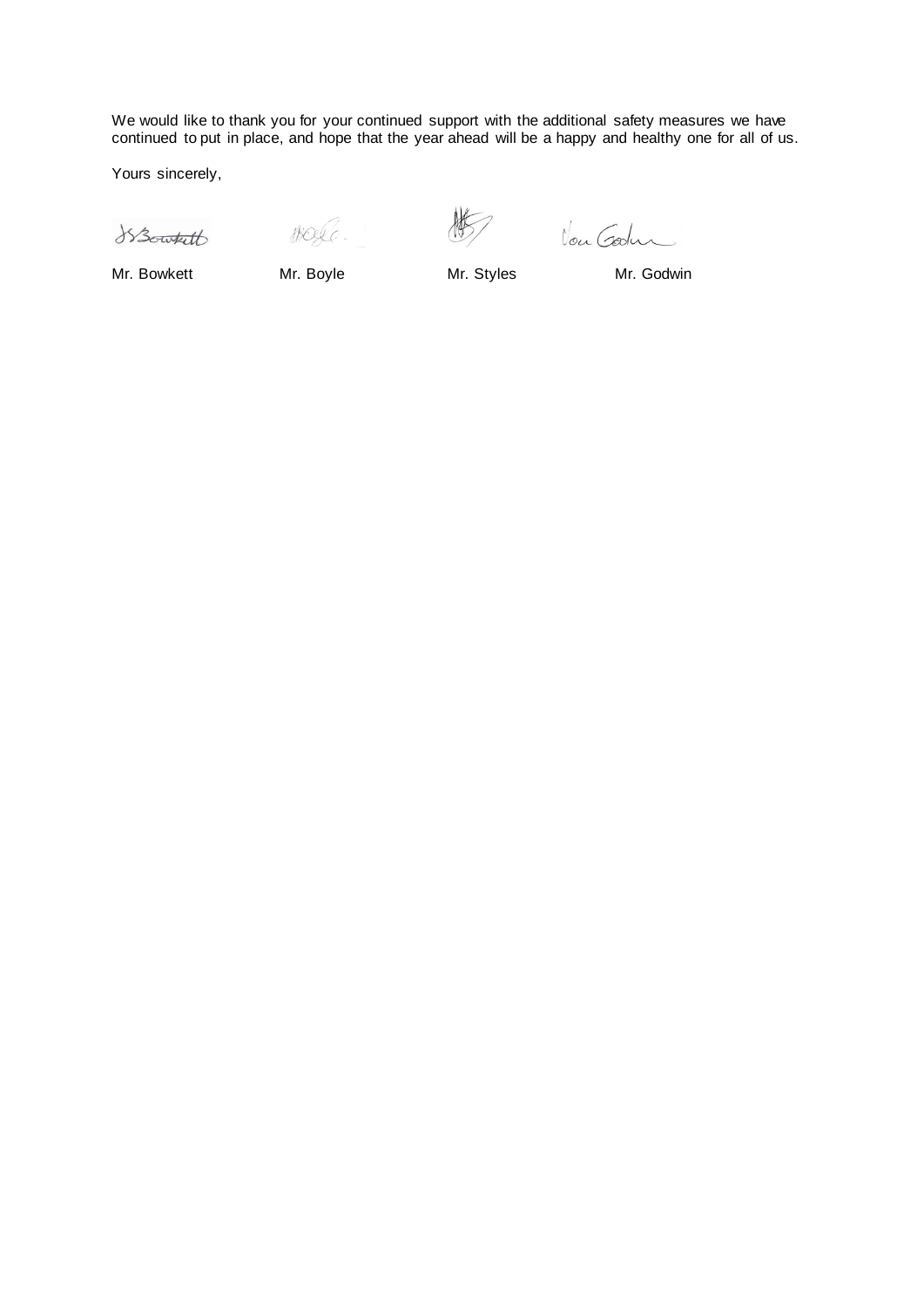We would like to thank you for your continued support with the additional safety measures we have continued to put in place, and hope that the year ahead will be a happy and healthy one for all of us.

Yours sincerely,

| | | | |
|---|---|---|---|
| Mr. Bowkett | Mr. Boyle | Mr. Styles | Mr. Godwin |